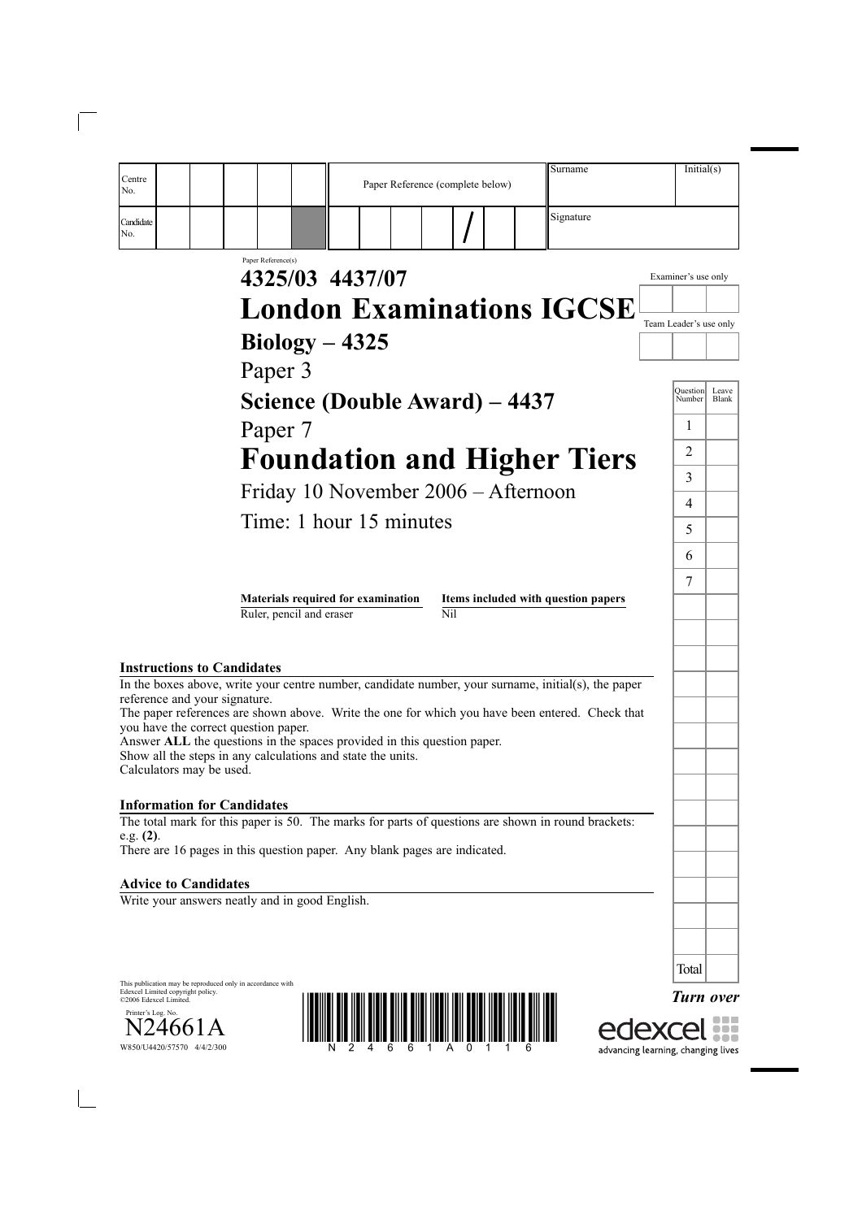| Centre No. | | | | | | | Paper Reference (complete below) | Surname | Initial(s) |
|---|---|---|---|---|---|---|---|---|---|
| Candidate No. | | | | | | | / | Signature | |

Paper Reference(s)

# 4325/03 4437/07

# London Examinations IGCSE

## Biology – 4325

Paper 3

## Science (Double Award) – 4437

Paper 7

# Foundation and Higher Tiers

Friday 10 November 2006 – Afternoon

Time: 1 hour 15 minutes

| **Materials required for examination** | **Items included with question papers** |
|---|---|
| Ruler, pencil and eraser | Nil |

Examiner's use only

Team Leader's use only

| Question Number | Leave Blank |
|---|---|
| 1 | |
| 2 | |
| 3 | |
| 4 | |
| 5 | |
| 6 | |
| 7 | |
| Total | |

### Instructions to Candidates

In the boxes above, write your centre number, candidate number, your surname, initial(s), the paper reference and your signature.
The paper references are shown above. Write the one for which you have been entered. Check that you have the correct question paper.
Answer **ALL** the questions in the spaces provided in this question paper.
Show all the steps in any calculations and state the units.
Calculators may be used.

### Information for Candidates

The total mark for this paper is 50. The marks for parts of questions are shown in round brackets: e.g. **(2)**.
There are 16 pages in this question paper. Any blank pages are indicated.

### Advice to Candidates

Write your answers neatly and in good English.

This publication may be reproduced only in accordance with Edexcel Limited copyright policy.
©2006 Edexcel Limited.

Printer's Log. No.
N24661A
W850/U4420/57570 4/4/2/300

*Turn over*

edexcel
advancing learning, changing lives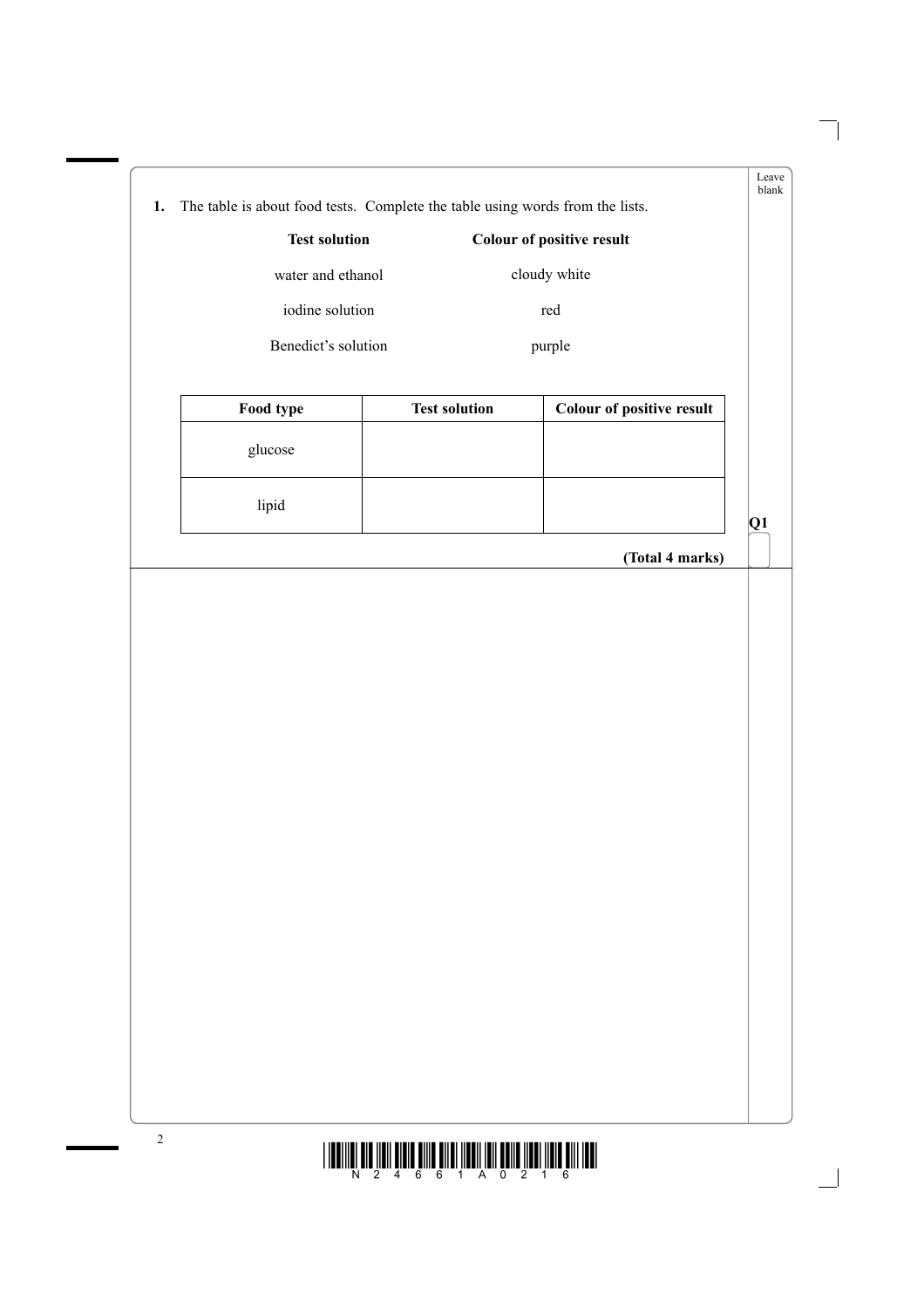**1.** The table is about food tests. Complete the table using words from the lists.

| Test solution | Colour of positive result |
|---|---|
| water and ethanol | cloudy white |
| iodine solution | red |
| Benedict's solution | purple |

| Food type | Test solution | Colour of positive result |
|---|---|---|
| glucose | | |
| lipid | | |

**(Total 4 marks)**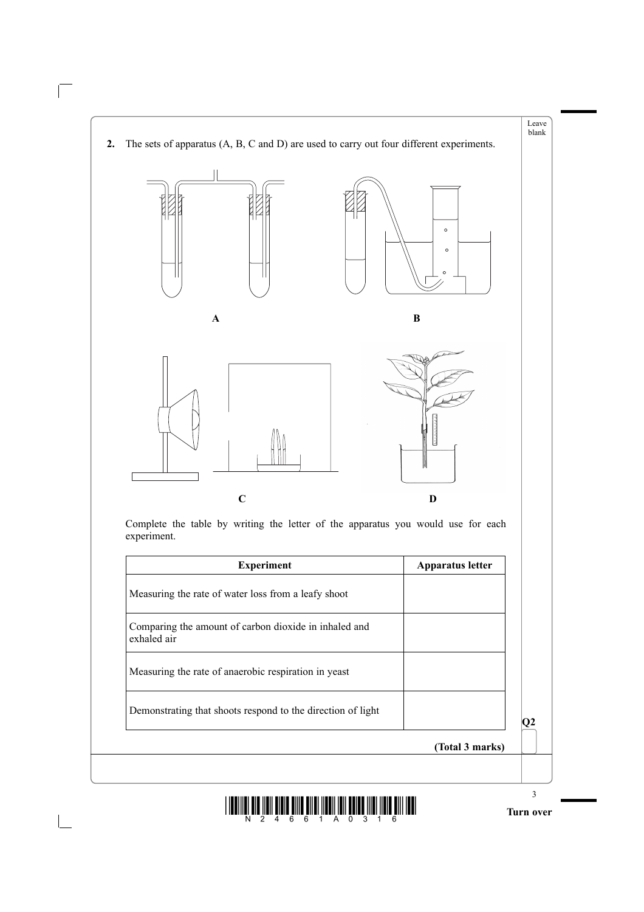**2.** The sets of apparatus (A, B, C and D) are used to carry out four different experiments.

A

B

C

D

Complete the table by writing the letter of the apparatus you would use for each experiment.

| Experiment | Apparatus letter |
|---|---|
| Measuring the rate of water loss from a leafy shoot | |
| Comparing the amount of carbon dioxide in inhaled and exhaled air | |
| Measuring the rate of anaerobic respiration in yeast | |
| Demonstrating that shoots respond to the direction of light | |

**(Total 3 marks)**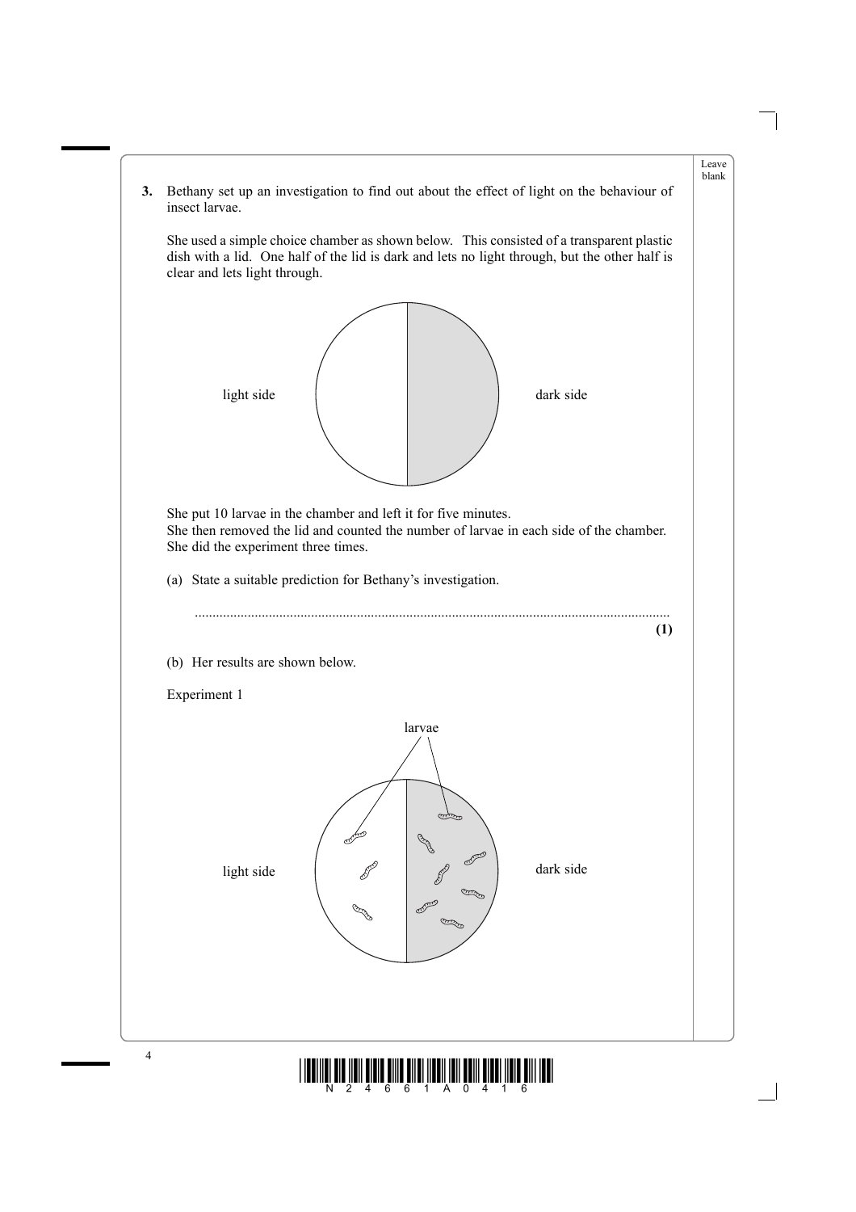**3.** Bethany set up an investigation to find out about the effect of light on the behaviour of insect larvae.

She used a simple choice chamber as shown below. This consisted of a transparent plastic dish with a lid. One half of the lid is dark and lets no light through, but the other half is clear and lets light through.

light side | dark side

She put 10 larvae in the chamber and left it for five minutes.
She then removed the lid and counted the number of larvae in each side of the chamber.
She did the experiment three times.

(a) State a suitable prediction for Bethany's investigation.

.......................................................................................................................................
**(1)**

(b) Her results are shown below.

Experiment 1

larvae

light side | dark side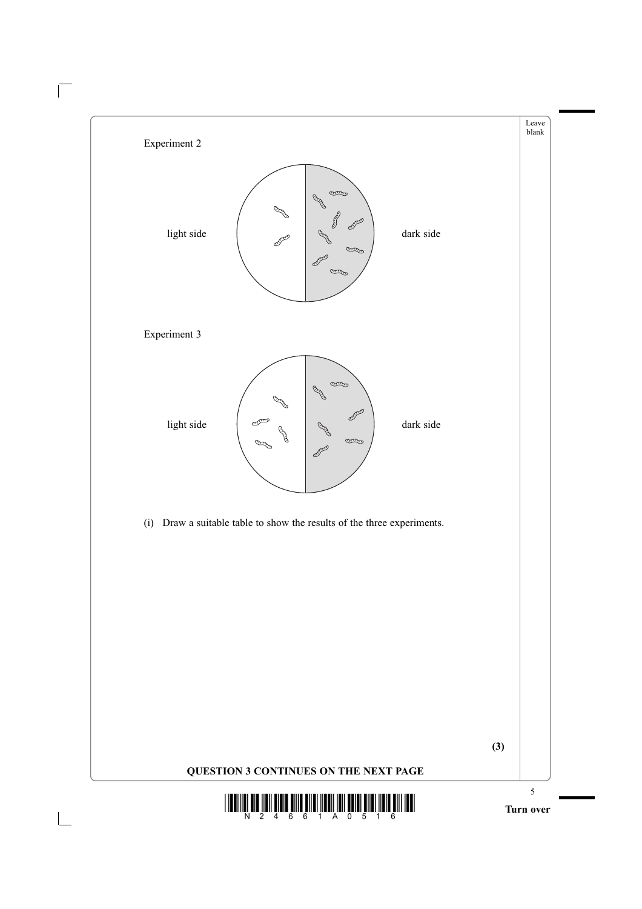Experiment 2

light side | dark side

Experiment 3

light side | dark side

(i) Draw a suitable table to show the results of the three experiments.

**(3)**

**QUESTION 3 CONTINUES ON THE NEXT PAGE**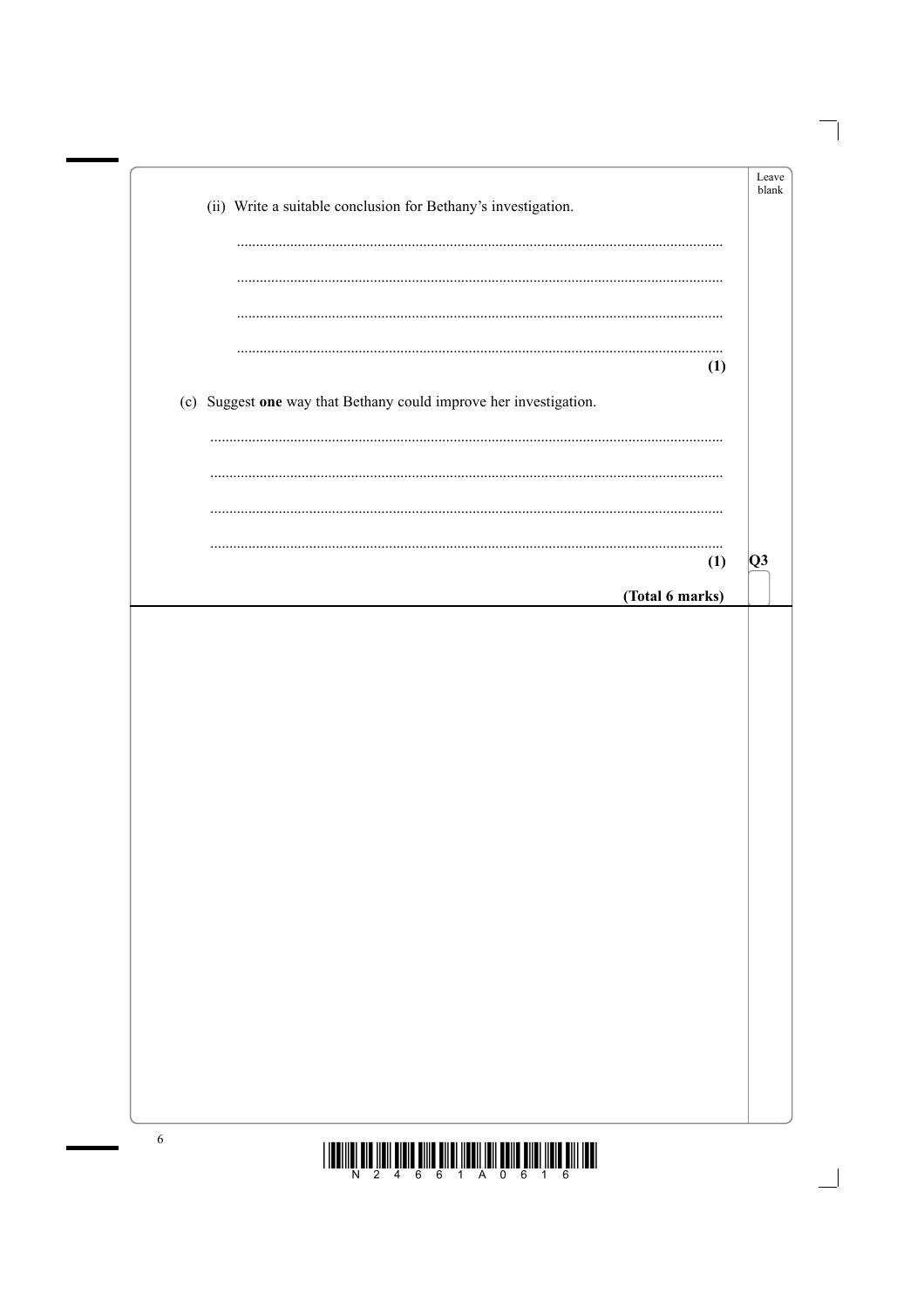(ii) Write a suitable conclusion for Bethany's investigation.

..............................................................................................................................

..............................................................................................................................

..............................................................................................................................

..............................................................................................................................

**(1)**

(c) Suggest **one** way that Bethany could improve her investigation.

..............................................................................................................................

..............................................................................................................................

..............................................................................................................................

..............................................................................................................................

**(1)**

**(Total 6 marks)**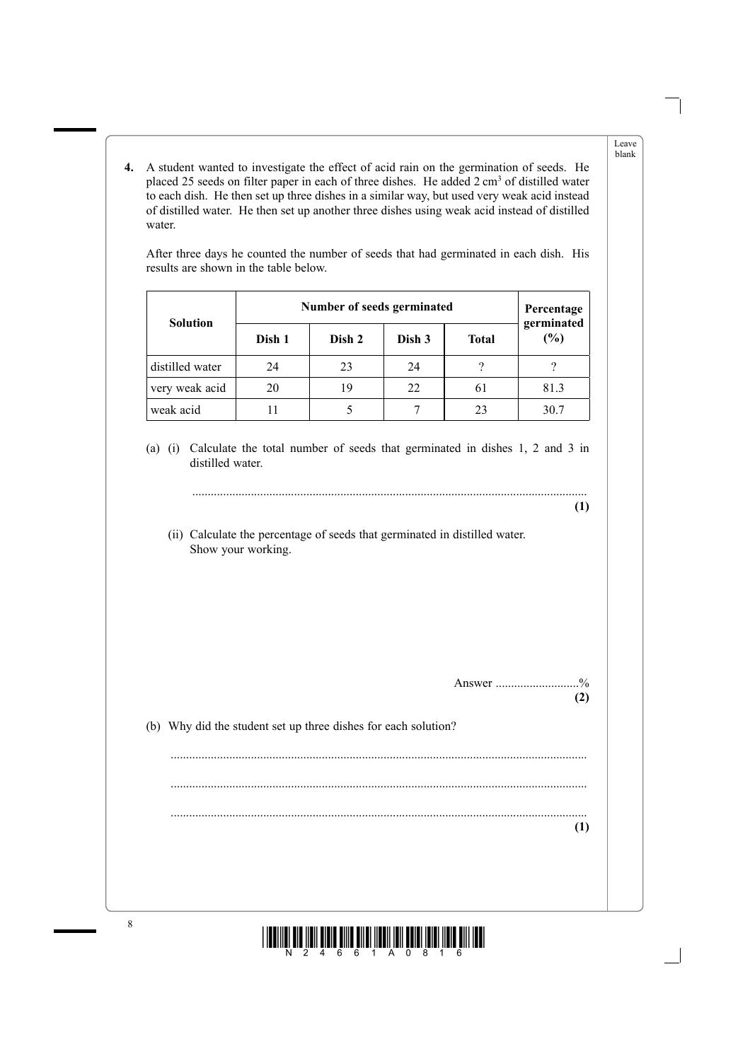**4.** A student wanted to investigate the effect of acid rain on the germination of seeds. He placed 25 seeds on filter paper in each of three dishes. He added 2 $cm^3$ of distilled water to each dish. He then set up three dishes in a similar way, but used very weak acid instead of distilled water. He then set up another three dishes using weak acid instead of distilled water.

After three days he counted the number of seeds that had germinated in each dish. His results are shown in the table below.

| Solution | Number of seeds germinated | | | | Percentage germinated (%) |
|---|---|---|---|---|---|
| | Dish 1 | Dish 2 | Dish 3 | Total | |
| distilled water | 24 | 23 | 24 | ? | ? |
| very weak acid | 20 | 19 | 22 | 61 | 81.3 |
| weak acid | 11 | 5 | 7 | 23 | 30.7 |

(a) (i) Calculate the total number of seeds that germinated in dishes 1, 2 and 3 in distilled water.

..............................................................................................................................

**(1)**

(ii) Calculate the percentage of seeds that germinated in distilled water. Show your working.

Answer ..........................%

**(2)**

(b) Why did the student set up three dishes for each solution?

..............................................................................................................................

..............................................................................................................................

..............................................................................................................................

**(1)**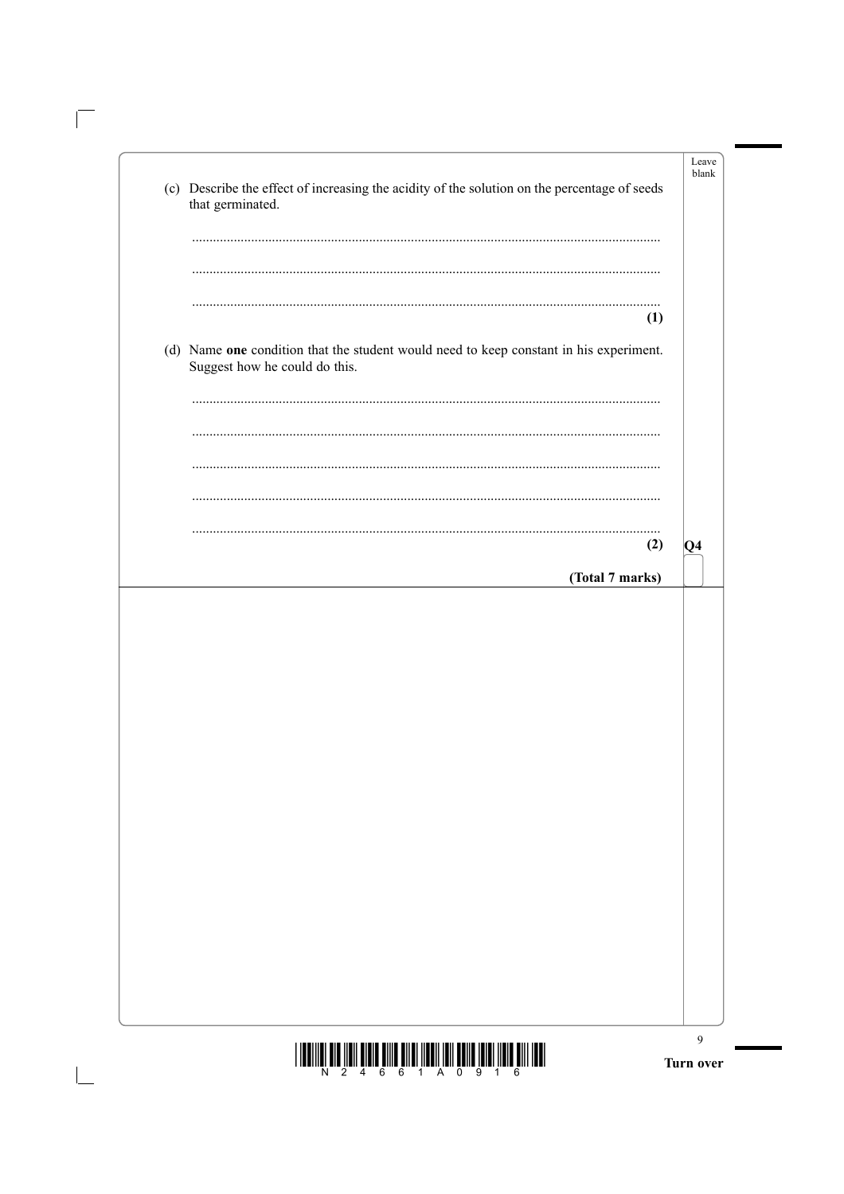(c) Describe the effect of increasing the acidity of the solution on the percentage of seeds that germinated.

.......................................................................................................................................

.......................................................................................................................................

.......................................................................................................................................
**(1)**

(d) Name **one** condition that the student would need to keep constant in his experiment. Suggest how he could do this.

.......................................................................................................................................

.......................................................................................................................................

.......................................................................................................................................

.......................................................................................................................................

.......................................................................................................................................
**(2)**

**(Total 7 marks)**

**Q4**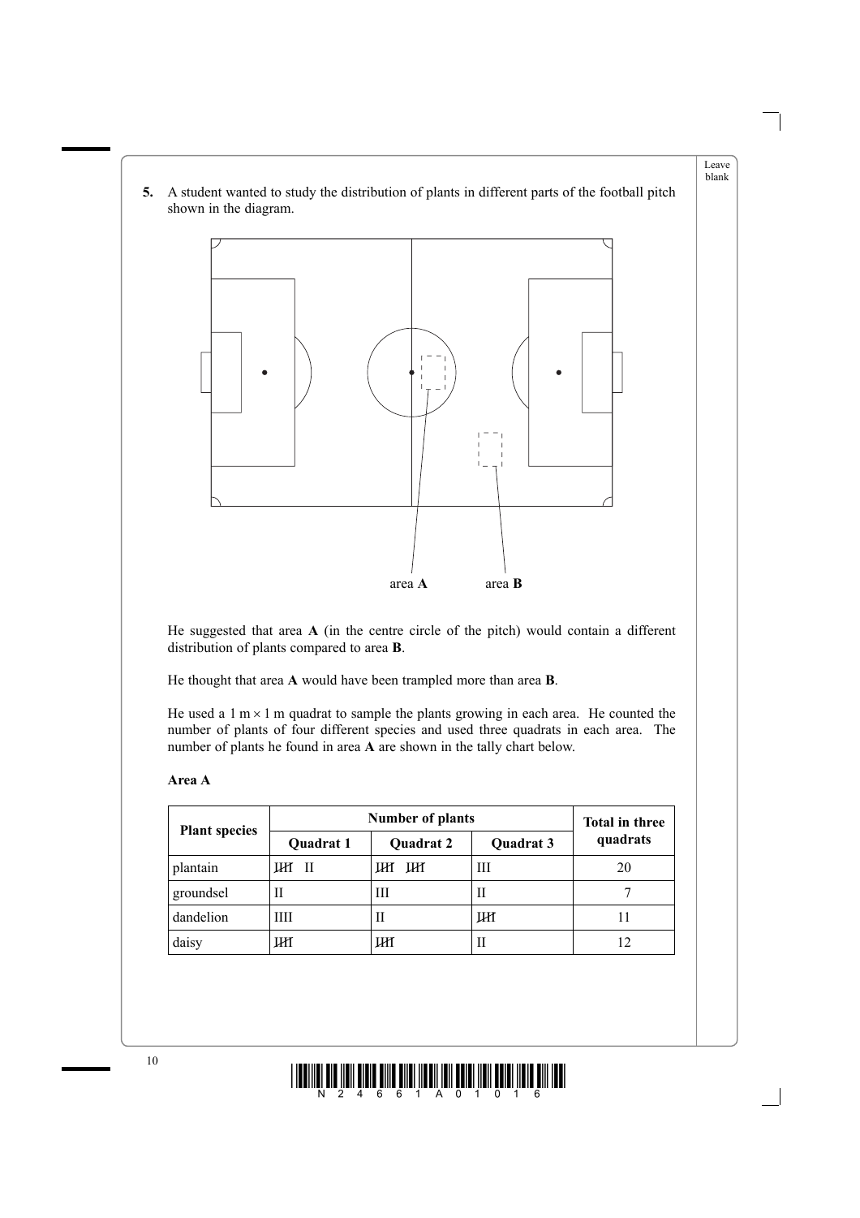**5.** A student wanted to study the distribution of plants in different parts of the football pitch shown in the diagram.

area **A** area **B**

He suggested that area **A** (in the centre circle of the pitch) would contain a different distribution of plants compared to area **B**.

He thought that area **A** would have been trampled more than area **B**.

He used a 1 m × 1 m quadrat to sample the plants growing in each area. He counted the number of plants of four different species and used three quadrats in each area. The number of plants he found in area **A** are shown in the tally chart below.

**Area A**

| Plant species | Number of plants | | | Total in three quadrats |
|---|---|---|---|---|
| | Quadrat 1 | Quadrat 2 | Quadrat 3 | |
| plantain | ~~IIII~~ II | ~~IIII~~ ~~IIII~~ | III | 20 |
| groundsel | II | III | II | 7 |
| dandelion | IIII | II | ~~IIII~~ | 11 |
| daisy | ~~IIII~~ | ~~IIII~~ | II | 12 |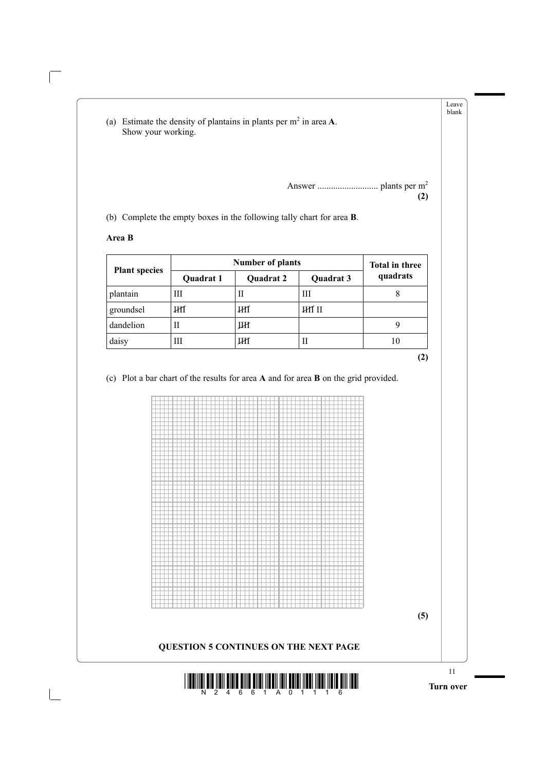(a) Estimate the density of plantains in plants per $m^2$ in area **A**.
Show your working.

Answer .......................... plants per $m^2$
**(2)**

(b) Complete the empty boxes in the following tally chart for area **B**.

**Area B**

| Plant species | Number of plants | | | Total in three quadrats |
|---|---|---|---|---|
| | Quadrat 1 | Quadrat 2 | Quadrat 3 | |
| plantain | III | II | III | 8 |
| groundsel | ~~IIII~~ | ~~IIII~~ | ~~IIII~~ II | |
| dandelion | II | ~~IIII~~ | | 9 |
| daisy | III | ~~IIII~~ | II | 10 |

**(2)**

(c) Plot a bar chart of the results for area **A** and for area **B** on the grid provided.

**(5)**

**QUESTION 5 CONTINUES ON THE NEXT PAGE**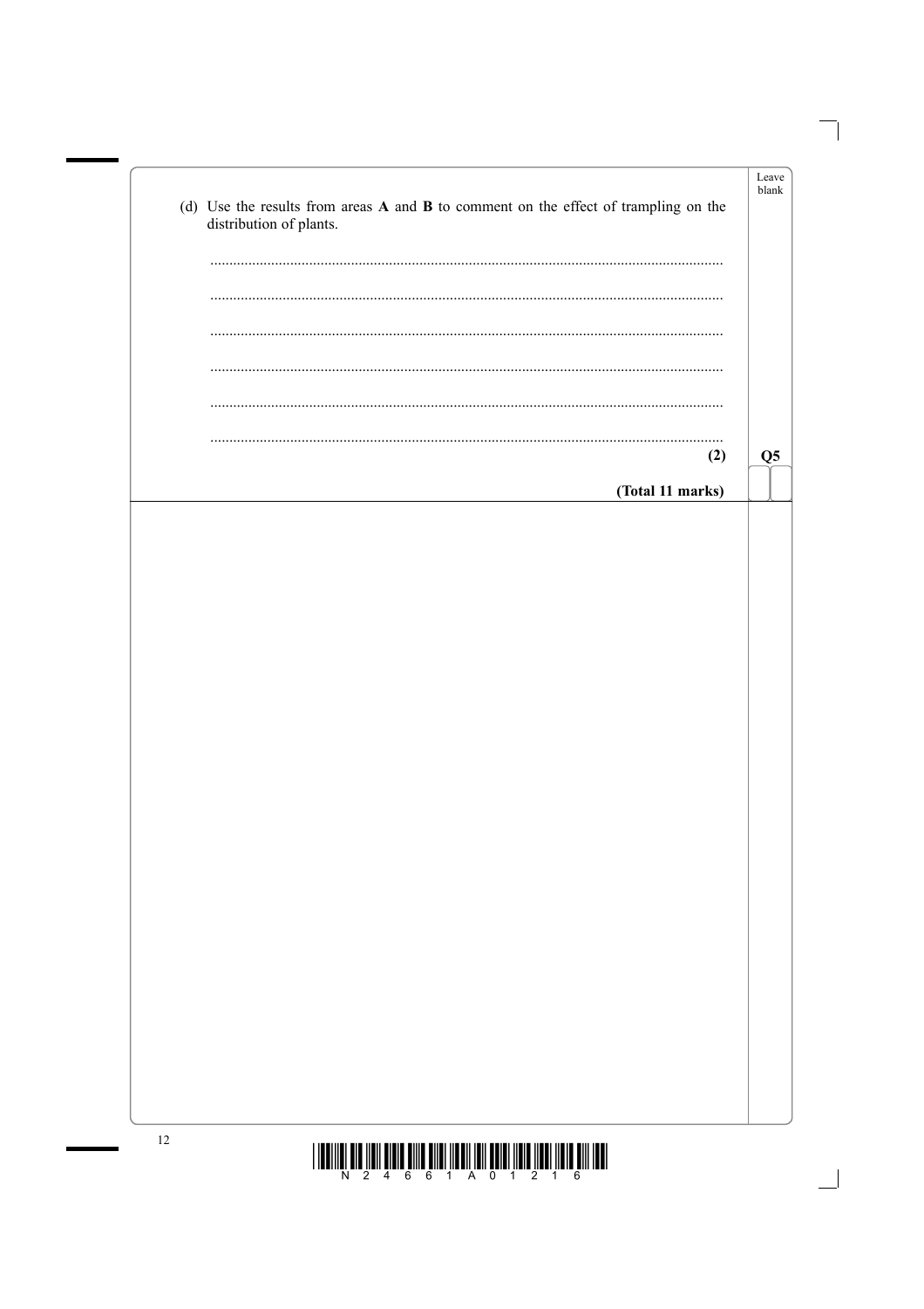(d) Use the results from areas **A** and **B** to comment on the effect of trampling on the distribution of plants.

.......................................................................................................................................

.......................................................................................................................................

.......................................................................................................................................

.......................................................................................................................................

.......................................................................................................................................

.......................................................................................................................................

**(2)**

**(Total 11 marks)**

**Q5**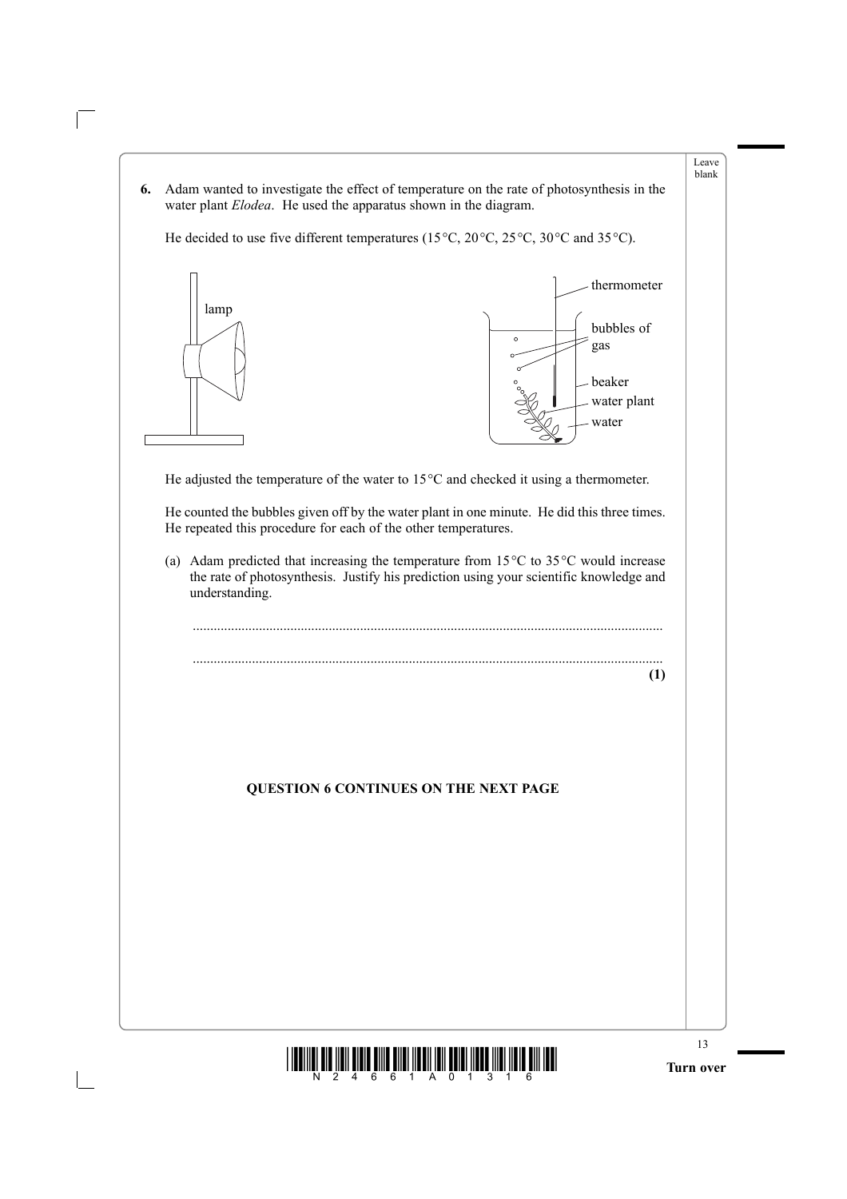**6.** Adam wanted to investigate the effect of temperature on the rate of photosynthesis in the water plant *Elodea*. He used the apparatus shown in the diagram.

He decided to use five different temperatures (15 °C, 20 °C, 25 °C, 30 °C and 35 °C).

He adjusted the temperature of the water to 15 °C and checked it using a thermometer.

He counted the bubbles given off by the water plant in one minute. He did this three times. He repeated this procedure for each of the other temperatures.

(a) Adam predicted that increasing the temperature from 15 °C to 35 °C would increase the rate of photosynthesis. Justify his prediction using your scientific knowledge and understanding.

.....................................................................................................................................

..................................................................................................................................... **(1)**

**QUESTION 6 CONTINUES ON THE NEXT PAGE**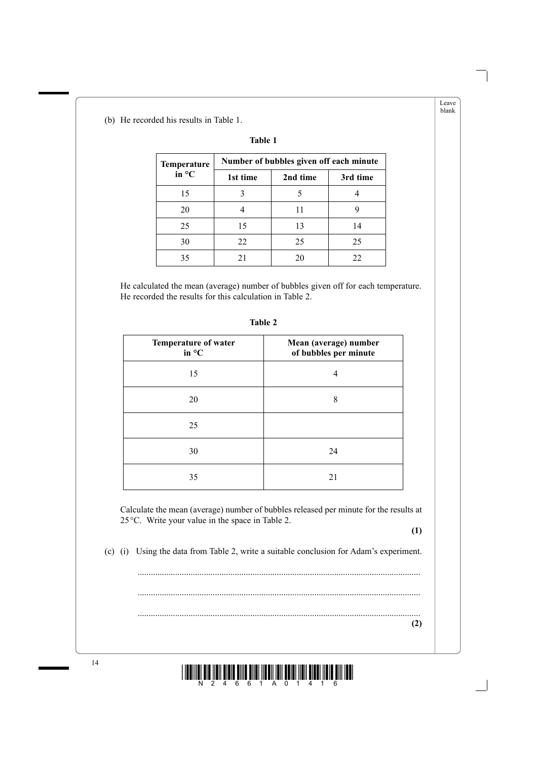(b) He recorded his results in Table 1.

**Table 1**

| Temperature in °C | Number of bubbles given off each minute | | |
|---|---|---|---|
| | 1st time | 2nd time | 3rd time |
| 15 | 3 | 5 | 4 |
| 20 | 4 | 11 | 9 |
| 25 | 15 | 13 | 14 |
| 30 | 22 | 25 | 25 |
| 35 | 21 | 20 | 22 |

He calculated the mean (average) number of bubbles given off for each temperature. He recorded the results for this calculation in Table 2.

**Table 2**

| Temperature of water in °C | Mean (average) number of bubbles per minute |
|---|---|
| 15 | 4 |
| 20 | 8 |
| 25 | |
| 30 | 24 |
| 35 | 21 |

Calculate the mean (average) number of bubbles released per minute for the results at 25 °C. Write your value in the space in Table 2.

**(1)**

(c) (i) Using the data from Table 2, write a suitable conclusion for Adam's experiment.

..........................................................................................................................

..........................................................................................................................

..........................................................................................................................

**(2)**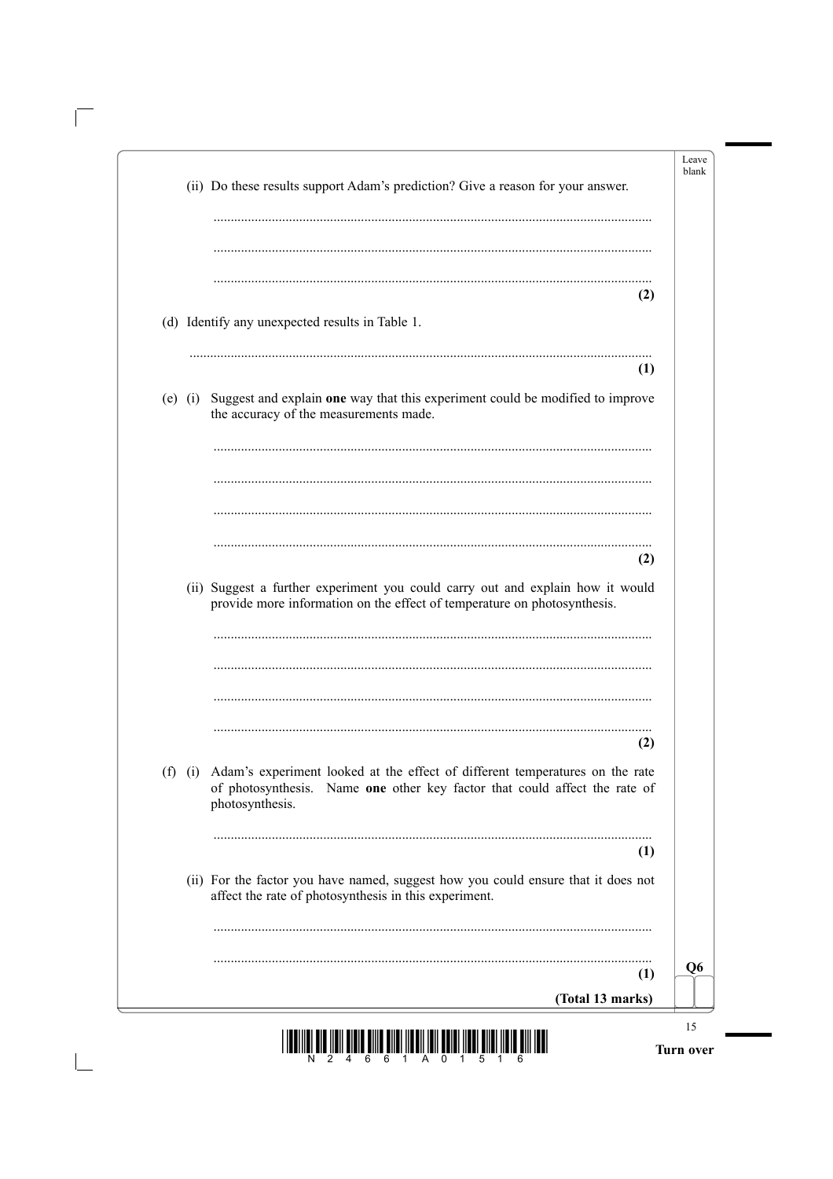(ii) Do these results support Adam's prediction? Give a reason for your answer.

..............................................................................................................................

..............................................................................................................................

..............................................................................................................................
**(2)**

(d) Identify any unexpected results in Table 1.

..............................................................................................................................
**(1)**

(e) (i) Suggest and explain **one** way that this experiment could be modified to improve the accuracy of the measurements made.

..............................................................................................................................

..............................................................................................................................

..............................................................................................................................

..............................................................................................................................
**(2)**

(ii) Suggest a further experiment you could carry out and explain how it would provide more information on the effect of temperature on photosynthesis.

..............................................................................................................................

..............................................................................................................................

..............................................................................................................................

..............................................................................................................................
**(2)**

(f) (i) Adam's experiment looked at the effect of different temperatures on the rate of photosynthesis. Name **one** other key factor that could affect the rate of photosynthesis.

..............................................................................................................................
**(1)**

(ii) For the factor you have named, suggest how you could ensure that it does not affect the rate of photosynthesis in this experiment.

..............................................................................................................................

..............................................................................................................................
**(1)**

**(Total 13 marks)**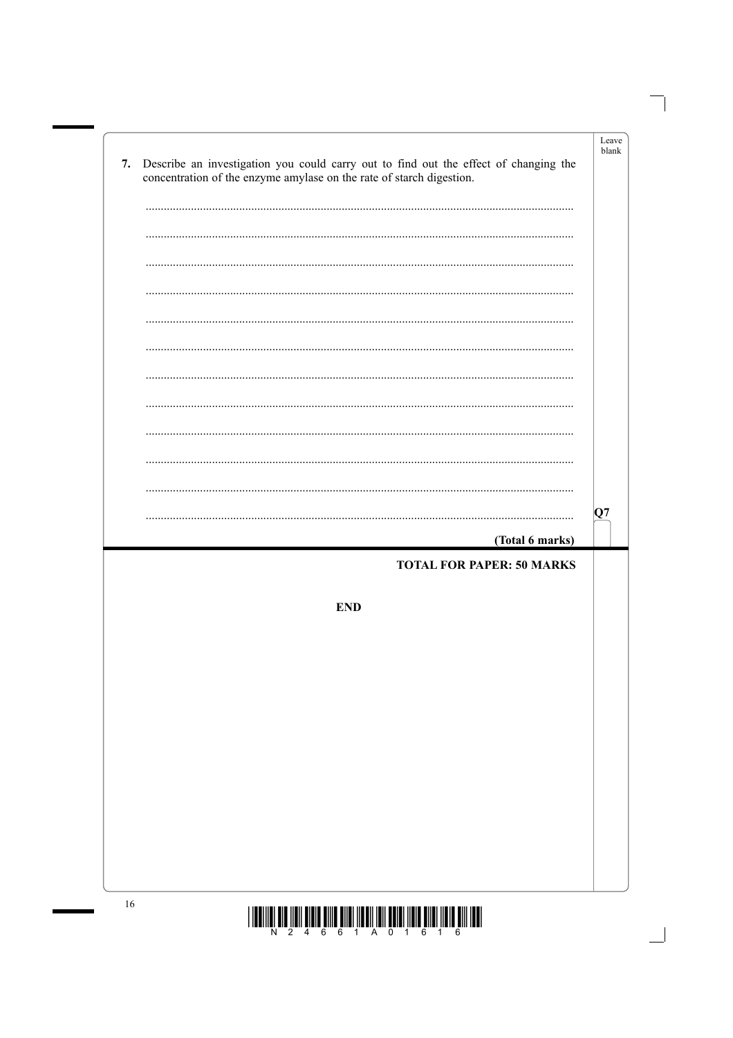7. Describe an investigation you could carry out to find out the effect of changing the concentration of the enzyme amylase on the rate of starch digestion.

............................................................................................................................................

............................................................................................................................................

............................................................................................................................................

............................................................................................................................................

............................................................................................................................................

............................................................................................................................................

............................................................................................................................................

............................................................................................................................................

............................................................................................................................................

............................................................................................................................................

............................................................................................................................................

............................................................................................................................................

**(Total 6 marks)**

**TOTAL FOR PAPER: 50 MARKS**

**END**